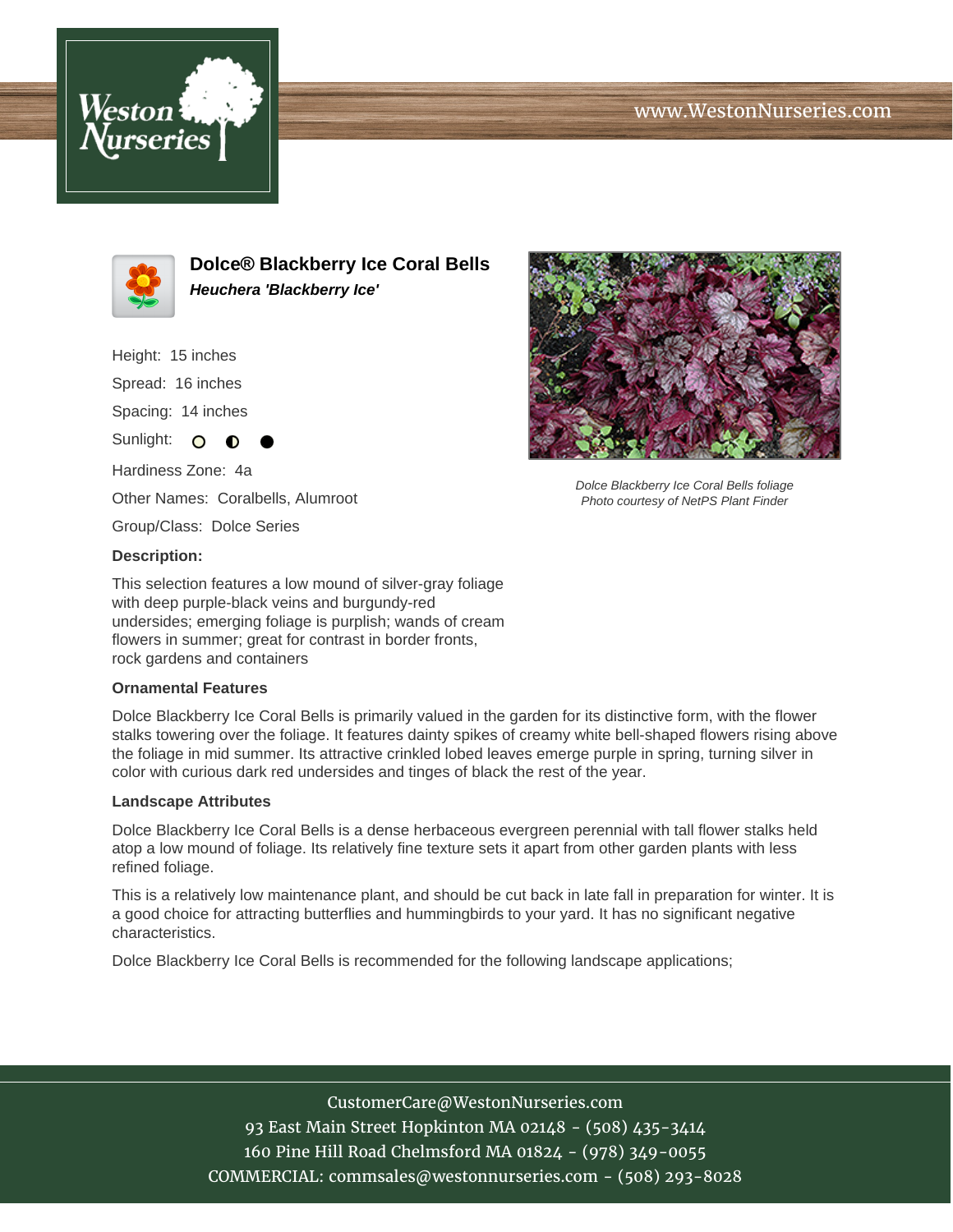# Dolce® Blackberry Ice Coral Bells

***Heuchera 'Blackberry Ice'***

Height: 15 inches

Spread: 16 inches

Spacing: 14 inches

Sunlight: ○ ◐ ●

Hardiness Zone: 4a

Other Names: Coralbells, Alumroot

Group/Class: Dolce Series

*Dolce Blackberry Ice Coral Bells foliage*
*Photo courtesy of NetPS Plant Finder*

**Description:**

This selection features a low mound of silver-gray foliage with deep purple-black veins and burgundy-red undersides; emerging foliage is purplish; wands of cream flowers in summer; great for contrast in border fronts, rock gardens and containers

### Ornamental Features

Dolce Blackberry Ice Coral Bells is primarily valued in the garden for its distinctive form, with the flower stalks towering over the foliage. It features dainty spikes of creamy white bell-shaped flowers rising above the foliage in mid summer. Its attractive crinkled lobed leaves emerge purple in spring, turning silver in color with curious dark red undersides and tinges of black the rest of the year.

### Landscape Attributes

Dolce Blackberry Ice Coral Bells is a dense herbaceous evergreen perennial with tall flower stalks held atop a low mound of foliage. Its relatively fine texture sets it apart from other garden plants with less refined foliage.

This is a relatively low maintenance plant, and should be cut back in late fall in preparation for winter. It is a good choice for attracting butterflies and hummingbirds to your yard. It has no significant negative characteristics.

Dolce Blackberry Ice Coral Bells is recommended for the following landscape applications;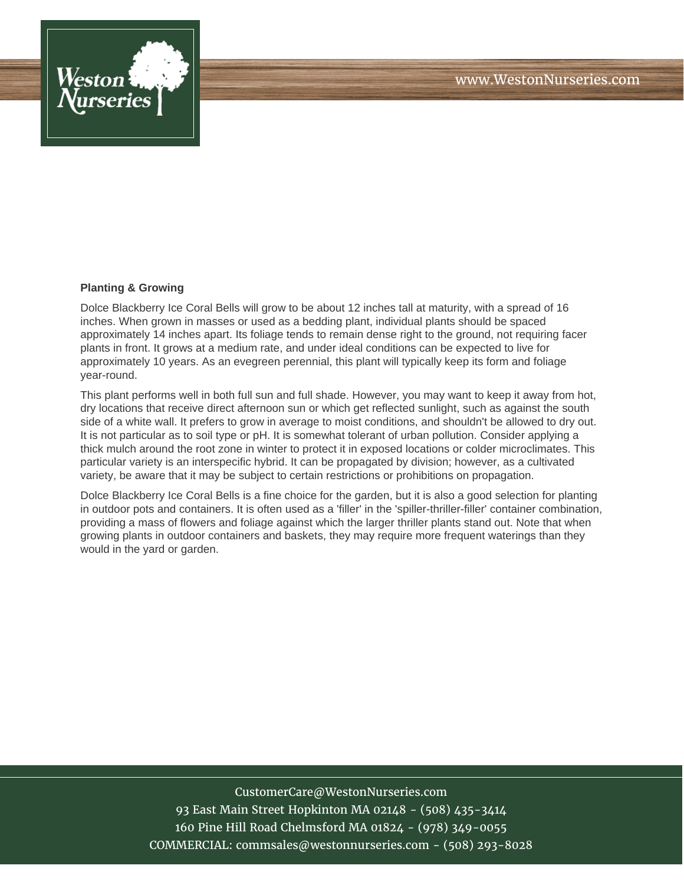### Planting & Growing

Dolce Blackberry Ice Coral Bells will grow to be about 12 inches tall at maturity, with a spread of 16 inches. When grown in masses or used as a bedding plant, individual plants should be spaced approximately 14 inches apart. Its foliage tends to remain dense right to the ground, not requiring facer plants in front. It grows at a medium rate, and under ideal conditions can be expected to live for approximately 10 years. As an evegreen perennial, this plant will typically keep its form and foliage year-round.

This plant performs well in both full sun and full shade. However, you may want to keep it away from hot, dry locations that receive direct afternoon sun or which get reflected sunlight, such as against the south side of a white wall. It prefers to grow in average to moist conditions, and shouldn't be allowed to dry out. It is not particular as to soil type or pH. It is somewhat tolerant of urban pollution. Consider applying a thick mulch around the root zone in winter to protect it in exposed locations or colder microclimates. This particular variety is an interspecific hybrid. It can be propagated by division; however, as a cultivated variety, be aware that it may be subject to certain restrictions or prohibitions on propagation.

Dolce Blackberry Ice Coral Bells is a fine choice for the garden, but it is also a good selection for planting in outdoor pots and containers. It is often used as a 'filler' in the 'spiller-thriller-filler' container combination, providing a mass of flowers and foliage against which the larger thriller plants stand out. Note that when growing plants in outdoor containers and baskets, they may require more frequent waterings than they would in the yard or garden.